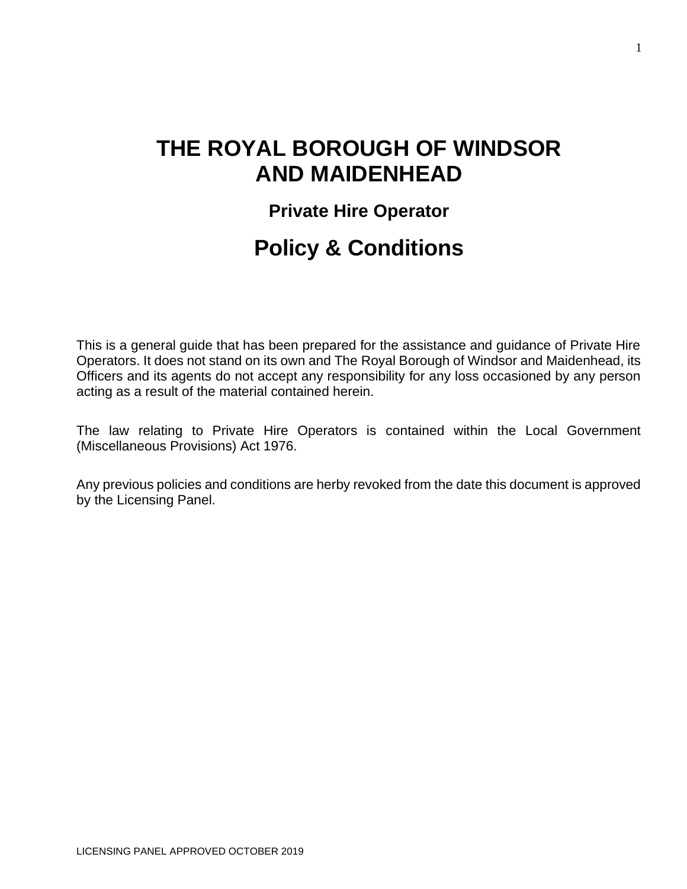# THE ROYAL BOROUGH OF WINDSOR AND MAIDENHEAD

### Private Hire Operator

## Policy & Conditions

This is a general guide that has been prepared for the assistance and guidance of Private Hire Operators. It does not stand on its own and The Royal Borough of Windsor and Maidenhead, its Officers and its agents do not accept any responsibility for any loss occasioned by any person acting as a result of the material contained herein.

The law relating to Private Hire Operators is contained within the Local Government (Miscellaneous Provisions) Act 1976.

Any previous policies and conditions are herby revoked from the date this document is approved by the Licensing Panel.

LICENSING PANEL APPROVED OCTOBER 2019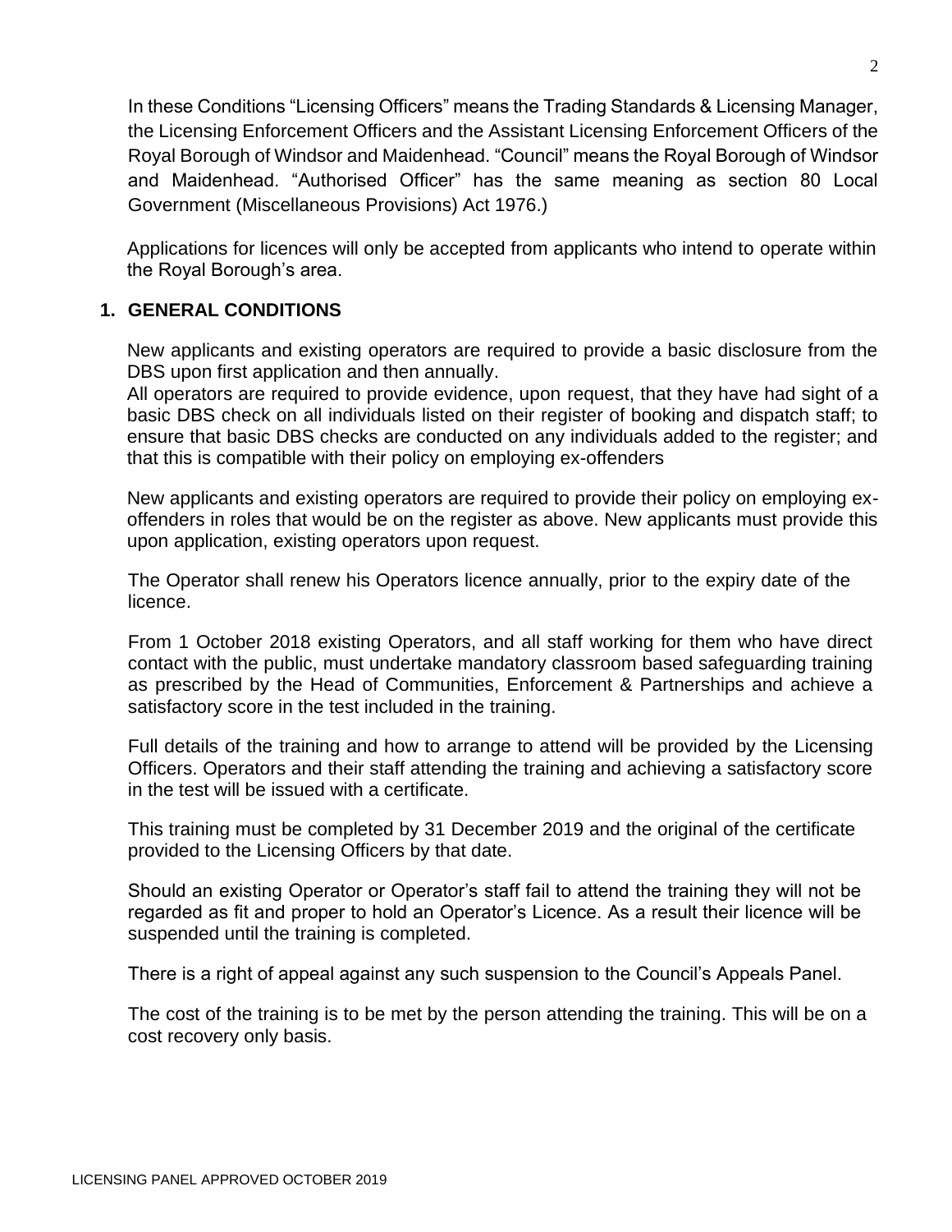In these Conditions "Licensing Officers" means the Trading Standards & Licensing Manager, the Licensing Enforcement Officers and the Assistant Licensing Enforcement Officers of the Royal Borough of Windsor and Maidenhead. "Council" means the Royal Borough of Windsor and Maidenhead. "Authorised Officer" has the same meaning as section 80 Local Government (Miscellaneous Provisions) Act 1976.)

Applications for licences will only be accepted from applicants who intend to operate within the Royal Borough's area.

## 1. GENERAL CONDITIONS

New applicants and existing operators are required to provide a basic disclosure from the DBS upon first application and then annually.
All operators are required to provide evidence, upon request, that they have had sight of a basic DBS check on all individuals listed on their register of booking and dispatch staff; to ensure that basic DBS checks are conducted on any individuals added to the register; and that this is compatible with their policy on employing ex-offenders

New applicants and existing operators are required to provide their policy on employing ex-offenders in roles that would be on the register as above. New applicants must provide this upon application, existing operators upon request.

The Operator shall renew his Operators licence annually, prior to the expiry date of the licence.

From 1 October 2018 existing Operators, and all staff working for them who have direct contact with the public, must undertake mandatory classroom based safeguarding training as prescribed by the Head of Communities, Enforcement & Partnerships and achieve a satisfactory score in the test included in the training.

Full details of the training and how to arrange to attend will be provided by the Licensing Officers. Operators and their staff attending the training and achieving a satisfactory score in the test will be issued with a certificate.

This training must be completed by 31 December 2019 and the original of the certificate provided to the Licensing Officers by that date.

Should an existing Operator or Operator's staff fail to attend the training they will not be regarded as fit and proper to hold an Operator's Licence. As a result their licence will be suspended until the training is completed.

There is a right of appeal against any such suspension to the Council's Appeals Panel.

The cost of the training is to be met by the person attending the training. This will be on a cost recovery only basis.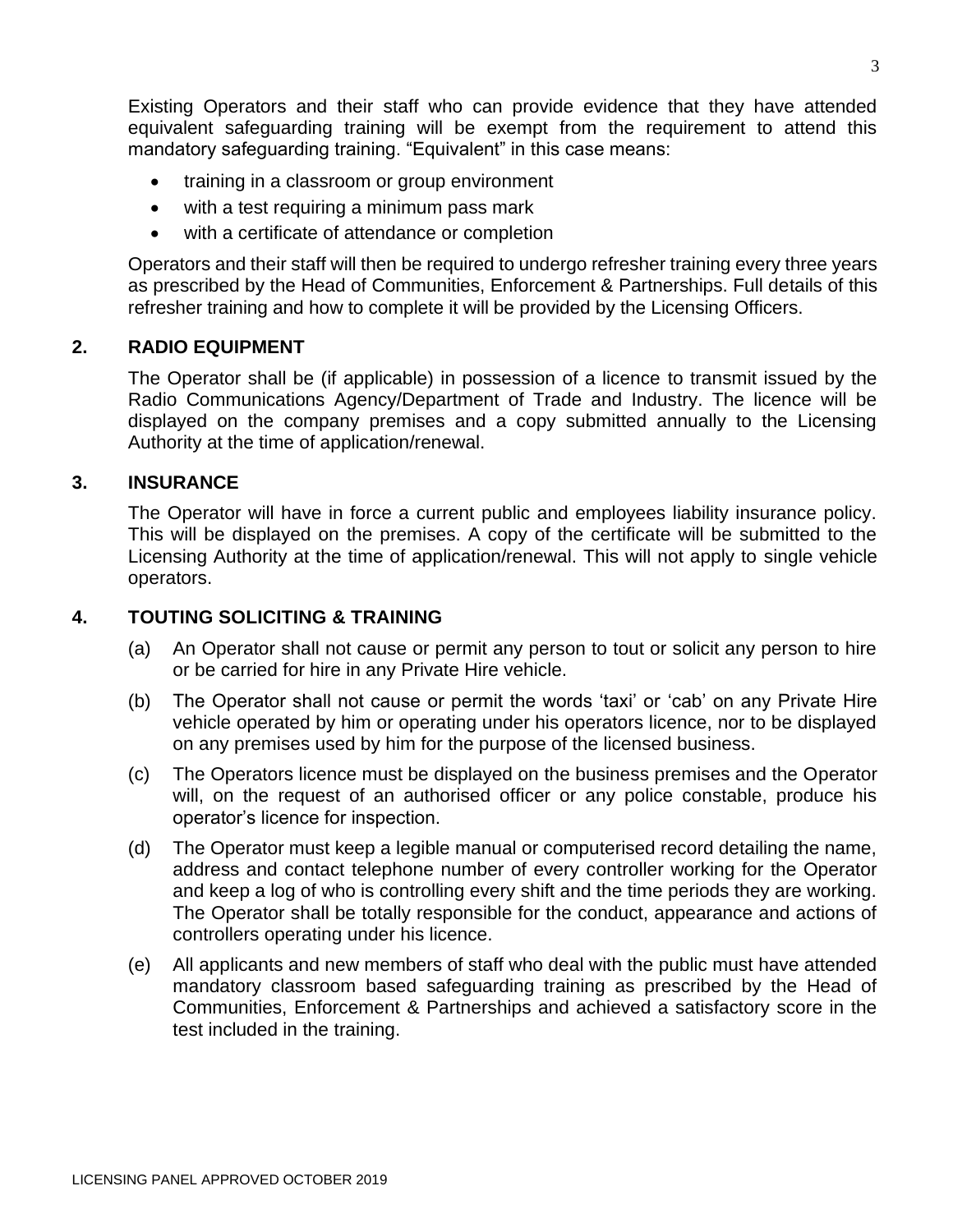Existing Operators and their staff who can provide evidence that they have attended equivalent safeguarding training will be exempt from the requirement to attend this mandatory safeguarding training. "Equivalent" in this case means:

- training in a classroom or group environment
- with a test requiring a minimum pass mark
- with a certificate of attendance or completion

Operators and their staff will then be required to undergo refresher training every three years as prescribed by the Head of Communities, Enforcement & Partnerships. Full details of this refresher training and how to complete it will be provided by the Licensing Officers.

## 2. RADIO EQUIPMENT

The Operator shall be (if applicable) in possession of a licence to transmit issued by the Radio Communications Agency/Department of Trade and Industry. The licence will be displayed on the company premises and a copy submitted annually to the Licensing Authority at the time of application/renewal.

## 3. INSURANCE

The Operator will have in force a current public and employees liability insurance policy. This will be displayed on the premises. A copy of the certificate will be submitted to the Licensing Authority at the time of application/renewal. This will not apply to single vehicle operators.

## 4. TOUTING SOLICITING & TRAINING

(a) An Operator shall not cause or permit any person to tout or solicit any person to hire or be carried for hire in any Private Hire vehicle.

(b) The Operator shall not cause or permit the words 'taxi' or 'cab' on any Private Hire vehicle operated by him or operating under his operators licence, nor to be displayed on any premises used by him for the purpose of the licensed business.

(c) The Operators licence must be displayed on the business premises and the Operator will, on the request of an authorised officer or any police constable, produce his operator's licence for inspection.

(d) The Operator must keep a legible manual or computerised record detailing the name, address and contact telephone number of every controller working for the Operator and keep a log of who is controlling every shift and the time periods they are working. The Operator shall be totally responsible for the conduct, appearance and actions of controllers operating under his licence.

(e) All applicants and new members of staff who deal with the public must have attended mandatory classroom based safeguarding training as prescribed by the Head of Communities, Enforcement & Partnerships and achieved a satisfactory score in the test included in the training.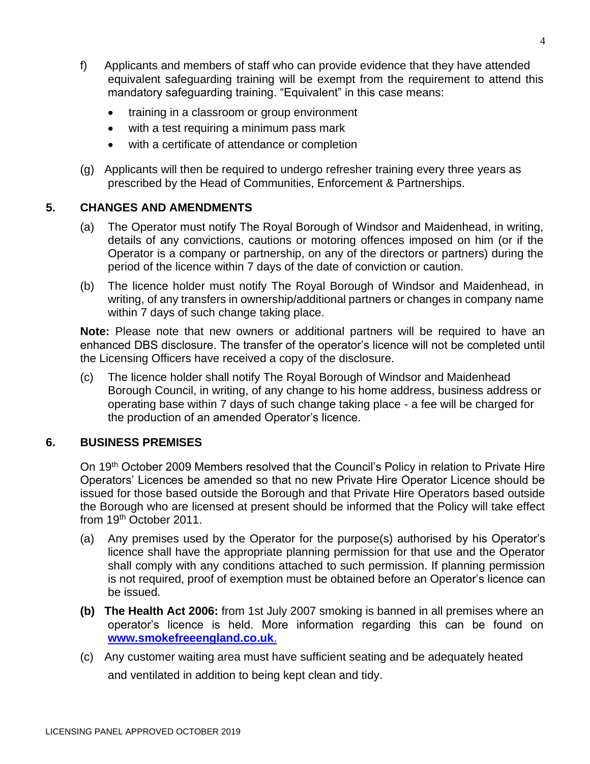f) Applicants and members of staff who can provide evidence that they have attended equivalent safeguarding training will be exempt from the requirement to attend this mandatory safeguarding training. "Equivalent" in this case means:

- training in a classroom or group environment
- with a test requiring a minimum pass mark
- with a certificate of attendance or completion

(g) Applicants will then be required to undergo refresher training every three years as prescribed by the Head of Communities, Enforcement & Partnerships.

## 5. CHANGES AND AMENDMENTS

(a) The Operator must notify The Royal Borough of Windsor and Maidenhead, in writing, details of any convictions, cautions or motoring offences imposed on him (or if the Operator is a company or partnership, on any of the directors or partners) during the period of the licence within 7 days of the date of conviction or caution.

(b) The licence holder must notify The Royal Borough of Windsor and Maidenhead, in writing, of any transfers in ownership/additional partners or changes in company name within 7 days of such change taking place.

**Note:** Please note that new owners or additional partners will be required to have an enhanced DBS disclosure. The transfer of the operator's licence will not be completed until the Licensing Officers have received a copy of the disclosure.

(c) The licence holder shall notify The Royal Borough of Windsor and Maidenhead Borough Council, in writing, of any change to his home address, business address or operating base within 7 days of such change taking place - a fee will be charged for the production of an amended Operator's licence.

## 6. BUSINESS PREMISES

On 19th October 2009 Members resolved that the Council's Policy in relation to Private Hire Operators' Licences be amended so that no new Private Hire Operator Licence should be issued for those based outside the Borough and that Private Hire Operators based outside the Borough who are licensed at present should be informed that the Policy will take effect from 19th October 2011.

(a) Any premises used by the Operator for the purpose(s) authorised by his Operator's licence shall have the appropriate planning permission for that use and the Operator shall comply with any conditions attached to such permission. If planning permission is not required, proof of exemption must be obtained before an Operator's licence can be issued.

**(b) The Health Act 2006:** from 1st July 2007 smoking is banned in all premises where an operator's licence is held. More information regarding this can be found on **www.smokefreeengland.co.uk**.

(c) Any customer waiting area must have sufficient seating and be adequately heated and ventilated in addition to being kept clean and tidy.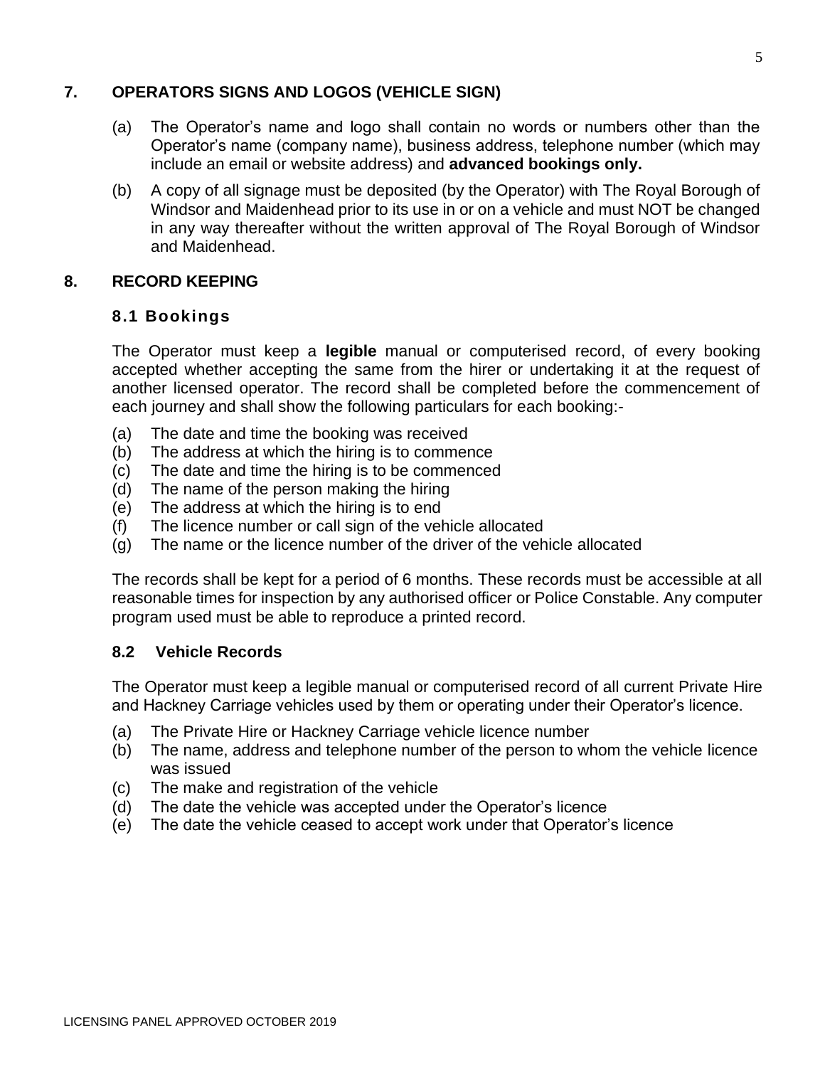## 7. OPERATORS SIGNS AND LOGOS (VEHICLE SIGN)

(a) The Operator's name and logo shall contain no words or numbers other than the Operator's name (company name), business address, telephone number (which may include an email or website address) and **advanced bookings only.**

(b) A copy of all signage must be deposited (by the Operator) with The Royal Borough of Windsor and Maidenhead prior to its use in or on a vehicle and must NOT be changed in any way thereafter without the written approval of The Royal Borough of Windsor and Maidenhead.

## 8. RECORD KEEPING

### 8.1 Bookings

The Operator must keep a **legible** manual or computerised record, of every booking accepted whether accepting the same from the hirer or undertaking it at the request of another licensed operator. The record shall be completed before the commencement of each journey and shall show the following particulars for each booking:-

(a) The date and time the booking was received
(b) The address at which the hiring is to commence
(c) The date and time the hiring is to be commenced
(d) The name of the person making the hiring
(e) The address at which the hiring is to end
(f) The licence number or call sign of the vehicle allocated
(g) The name or the licence number of the driver of the vehicle allocated

The records shall be kept for a period of 6 months. These records must be accessible at all reasonable times for inspection by any authorised officer or Police Constable. Any computer program used must be able to reproduce a printed record.

### 8.2 Vehicle Records

The Operator must keep a legible manual or computerised record of all current Private Hire and Hackney Carriage vehicles used by them or operating under their Operator's licence.

(a) The Private Hire or Hackney Carriage vehicle licence number
(b) The name, address and telephone number of the person to whom the vehicle licence was issued
(c) The make and registration of the vehicle
(d) The date the vehicle was accepted under the Operator's licence
(e) The date the vehicle ceased to accept work under that Operator's licence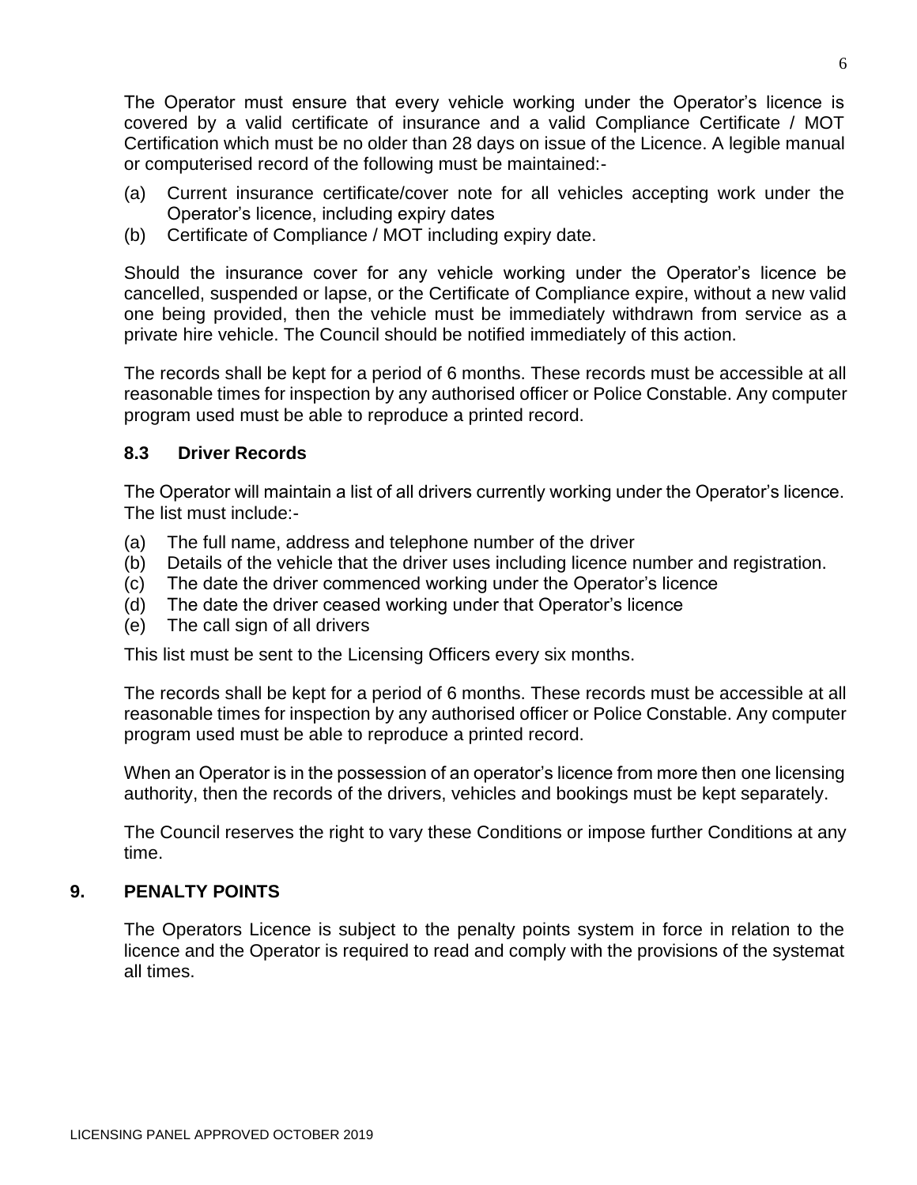The Operator must ensure that every vehicle working under the Operator's licence is covered by a valid certificate of insurance and a valid Compliance Certificate / MOT Certification which must be no older than 28 days on issue of the Licence. A legible manual or computerised record of the following must be maintained:-

(a) Current insurance certificate/cover note for all vehicles accepting work under the Operator's licence, including expiry dates
(b) Certificate of Compliance / MOT including expiry date.

Should the insurance cover for any vehicle working under the Operator's licence be cancelled, suspended or lapse, or the Certificate of Compliance expire, without a new valid one being provided, then the vehicle must be immediately withdrawn from service as a private hire vehicle. The Council should be notified immediately of this action.

The records shall be kept for a period of 6 months. These records must be accessible at all reasonable times for inspection by any authorised officer or Police Constable. Any computer program used must be able to reproduce a printed record.

### 8.3 Driver Records

The Operator will maintain a list of all drivers currently working under the Operator's licence. The list must include:-

(a) The full name, address and telephone number of the driver
(b) Details of the vehicle that the driver uses including licence number and registration.
(c) The date the driver commenced working under the Operator's licence
(d) The date the driver ceased working under that Operator's licence
(e) The call sign of all drivers

This list must be sent to the Licensing Officers every six months.

The records shall be kept for a period of 6 months. These records must be accessible at all reasonable times for inspection by any authorised officer or Police Constable. Any computer program used must be able to reproduce a printed record.

When an Operator is in the possession of an operator's licence from more then one licensing authority, then the records of the drivers, vehicles and bookings must be kept separately.

The Council reserves the right to vary these Conditions or impose further Conditions at any time.

## 9. PENALTY POINTS

The Operators Licence is subject to the penalty points system in force in relation to the licence and the Operator is required to read and comply with the provisions of the systemat all times.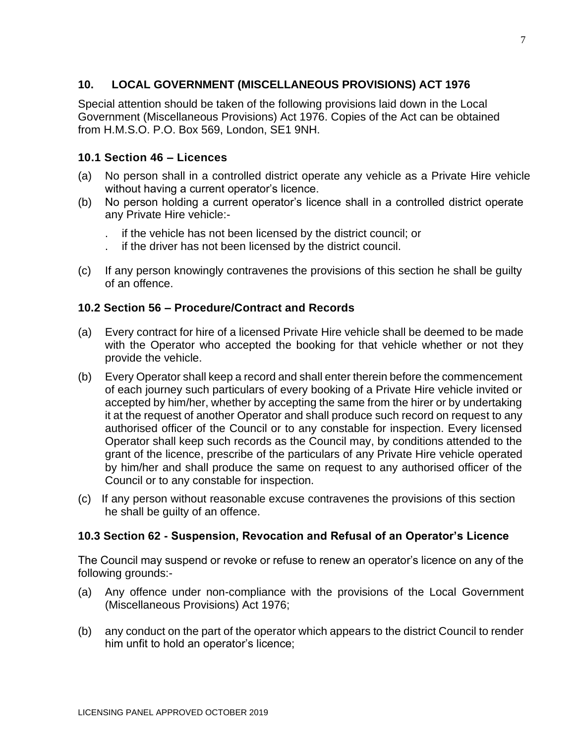## 10. LOCAL GOVERNMENT (MISCELLANEOUS PROVISIONS) ACT 1976

Special attention should be taken of the following provisions laid down in the Local Government (Miscellaneous Provisions) Act 1976. Copies of the Act can be obtained from H.M.S.O. P.O. Box 569, London, SE1 9NH.

### 10.1 Section 46 – Licences

(a) No person shall in a controlled district operate any vehicle as a Private Hire vehicle without having a current operator's licence.

(b) No person holding a current operator's licence shall in a controlled district operate any Private Hire vehicle:-

- if the vehicle has not been licensed by the district council; or
- if the driver has not been licensed by the district council.

(c) If any person knowingly contravenes the provisions of this section he shall be guilty of an offence.

### 10.2 Section 56 – Procedure/Contract and Records

(a) Every contract for hire of a licensed Private Hire vehicle shall be deemed to be made with the Operator who accepted the booking for that vehicle whether or not they provide the vehicle.

(b) Every Operator shall keep a record and shall enter therein before the commencement of each journey such particulars of every booking of a Private Hire vehicle invited or accepted by him/her, whether by accepting the same from the hirer or by undertaking it at the request of another Operator and shall produce such record on request to any authorised officer of the Council or to any constable for inspection. Every licensed Operator shall keep such records as the Council may, by conditions attended to the grant of the licence, prescribe of the particulars of any Private Hire vehicle operated by him/her and shall produce the same on request to any authorised officer of the Council or to any constable for inspection.

(c) If any person without reasonable excuse contravenes the provisions of this section he shall be guilty of an offence.

### 10.3 Section 62 - Suspension, Revocation and Refusal of an Operator's Licence

The Council may suspend or revoke or refuse to renew an operator's licence on any of the following grounds:-

(a) Any offence under non-compliance with the provisions of the Local Government (Miscellaneous Provisions) Act 1976;

(b) any conduct on the part of the operator which appears to the district Council to render him unfit to hold an operator's licence;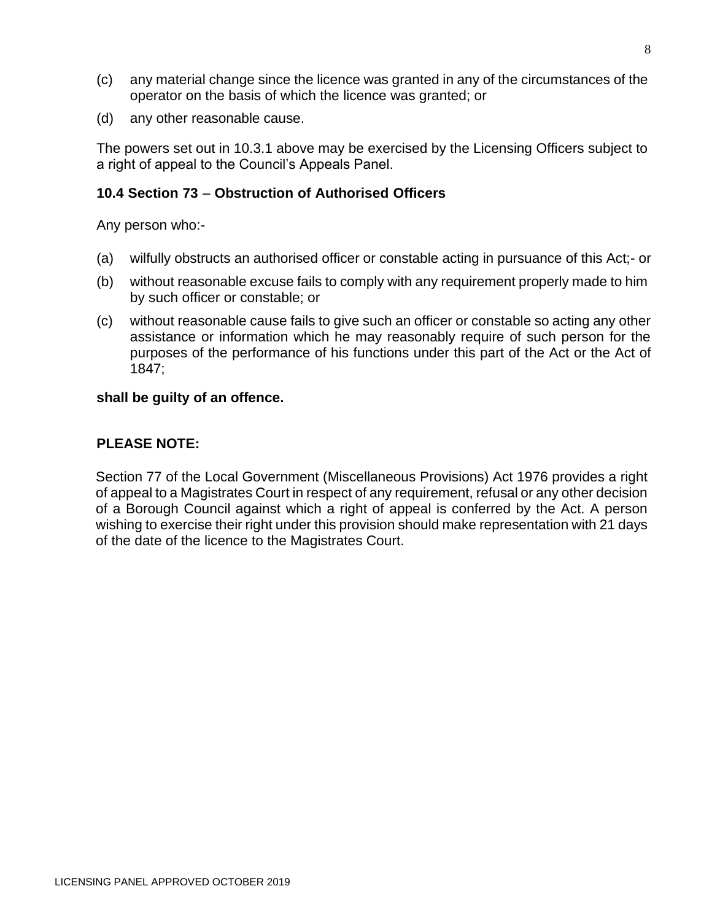(c) any material change since the licence was granted in any of the circumstances of the operator on the basis of which the licence was granted; or

(d) any other reasonable cause.

The powers set out in 10.3.1 above may be exercised by the Licensing Officers subject to a right of appeal to the Council's Appeals Panel.

**10.4 Section 73 – Obstruction of Authorised Officers**

Any person who:-

(a) wilfully obstructs an authorised officer or constable acting in pursuance of this Act;- or

(b) without reasonable excuse fails to comply with any requirement properly made to him by such officer or constable; or

(c) without reasonable cause fails to give such an officer or constable so acting any other assistance or information which he may reasonably require of such person for the purposes of the performance of his functions under this part of the Act or the Act of 1847;

**shall be guilty of an offence.**

**PLEASE NOTE:**

Section 77 of the Local Government (Miscellaneous Provisions) Act 1976 provides a right of appeal to a Magistrates Court in respect of any requirement, refusal or any other decision of a Borough Council against which a right of appeal is conferred by the Act. A person wishing to exercise their right under this provision should make representation with 21 days of the date of the licence to the Magistrates Court.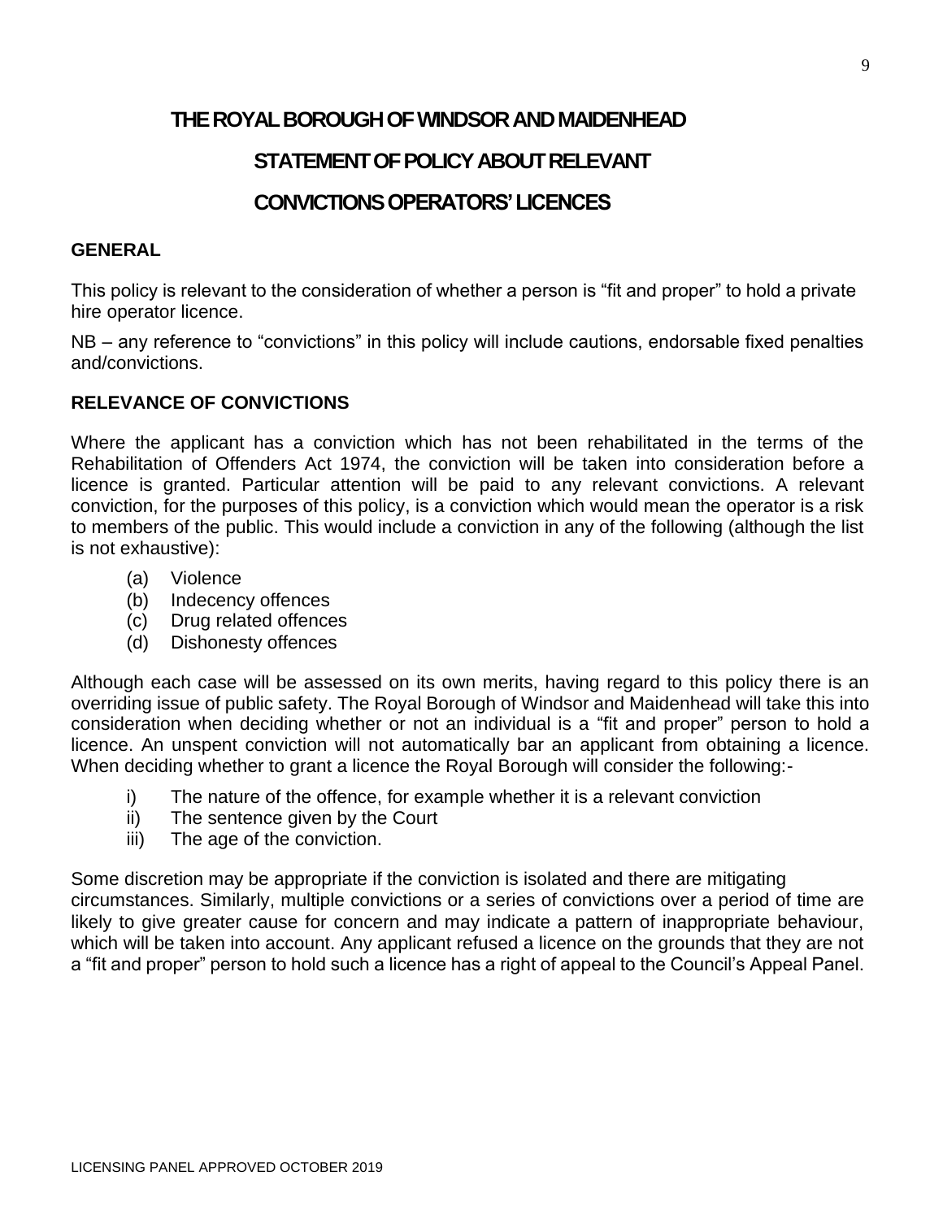# THE ROYAL BOROUGH OF WINDSOR AND MAIDENHEAD

## STATEMENT OF POLICY ABOUT RELEVANT CONVICTIONS OPERATORS' LICENCES

### GENERAL

This policy is relevant to the consideration of whether a person is "fit and proper" to hold a private hire operator licence.

NB – any reference to "convictions" in this policy will include cautions, endorsable fixed penalties and/convictions.

### RELEVANCE OF CONVICTIONS

Where the applicant has a conviction which has not been rehabilitated in the terms of the Rehabilitation of Offenders Act 1974, the conviction will be taken into consideration before a licence is granted. Particular attention will be paid to any relevant convictions. A relevant conviction, for the purposes of this policy, is a conviction which would mean the operator is a risk to members of the public. This would include a conviction in any of the following (although the list is not exhaustive):

(a) Violence
(b) Indecency offences
(c) Drug related offences
(d) Dishonesty offences

Although each case will be assessed on its own merits, having regard to this policy there is an overriding issue of public safety. The Royal Borough of Windsor and Maidenhead will take this into consideration when deciding whether or not an individual is a "fit and proper" person to hold a licence. An unspent conviction will not automatically bar an applicant from obtaining a licence. When deciding whether to grant a licence the Royal Borough will consider the following:-

i) The nature of the offence, for example whether it is a relevant conviction
ii) The sentence given by the Court
iii) The age of the conviction.

Some discretion may be appropriate if the conviction is isolated and there are mitigating circumstances. Similarly, multiple convictions or a series of convictions over a period of time are likely to give greater cause for concern and may indicate a pattern of inappropriate behaviour, which will be taken into account. Any applicant refused a licence on the grounds that they are not a "fit and proper" person to hold such a licence has a right of appeal to the Council's Appeal Panel.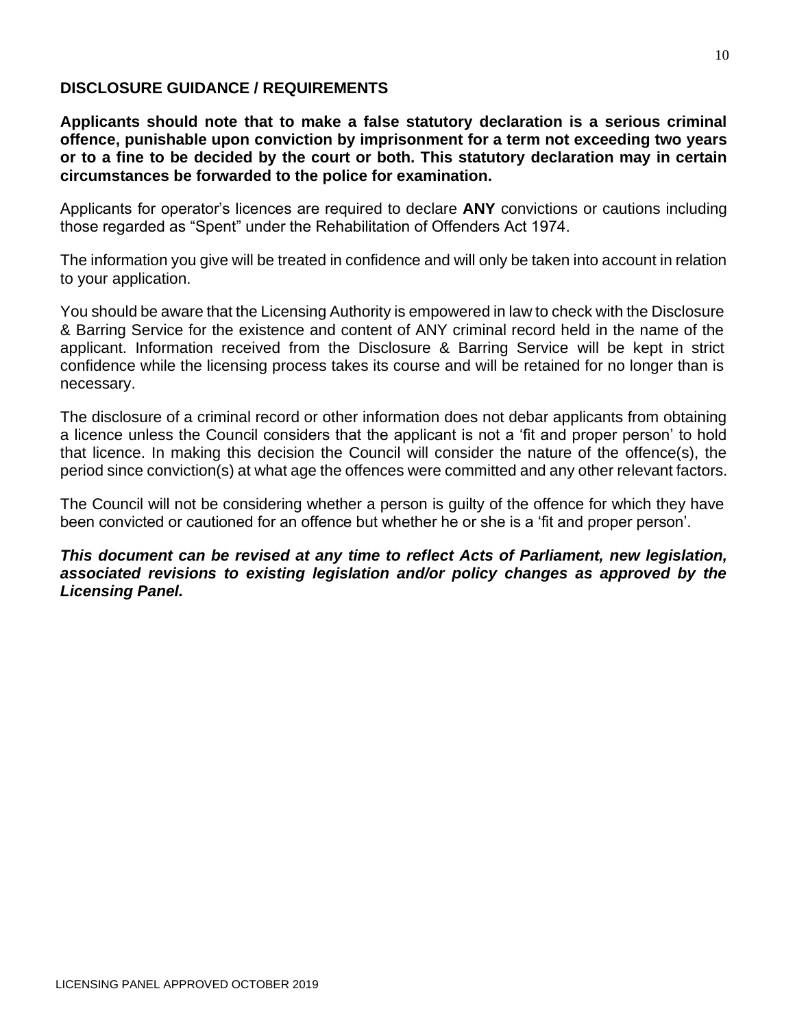## DISCLOSURE GUIDANCE / REQUIREMENTS

**Applicants should note that to make a false statutory declaration is a serious criminal offence, punishable upon conviction by imprisonment for a term not exceeding two years or to a fine to be decided by the court or both. This statutory declaration may in certain circumstances be forwarded to the police for examination.**

Applicants for operator's licences are required to declare **ANY** convictions or cautions including those regarded as "Spent" under the Rehabilitation of Offenders Act 1974.

The information you give will be treated in confidence and will only be taken into account in relation to your application.

You should be aware that the Licensing Authority is empowered in law to check with the Disclosure & Barring Service for the existence and content of ANY criminal record held in the name of the applicant. Information received from the Disclosure & Barring Service will be kept in strict confidence while the licensing process takes its course and will be retained for no longer than is necessary.

The disclosure of a criminal record or other information does not debar applicants from obtaining a licence unless the Council considers that the applicant is not a 'fit and proper person' to hold that licence. In making this decision the Council will consider the nature of the offence(s), the period since conviction(s) at what age the offences were committed and any other relevant factors.

The Council will not be considering whether a person is guilty of the offence for which they have been convicted or cautioned for an offence but whether he or she is a 'fit and proper person'.

***This document can be revised at any time to reflect Acts of Parliament, new legislation, associated revisions to existing legislation and/or policy changes as approved by the Licensing Panel.***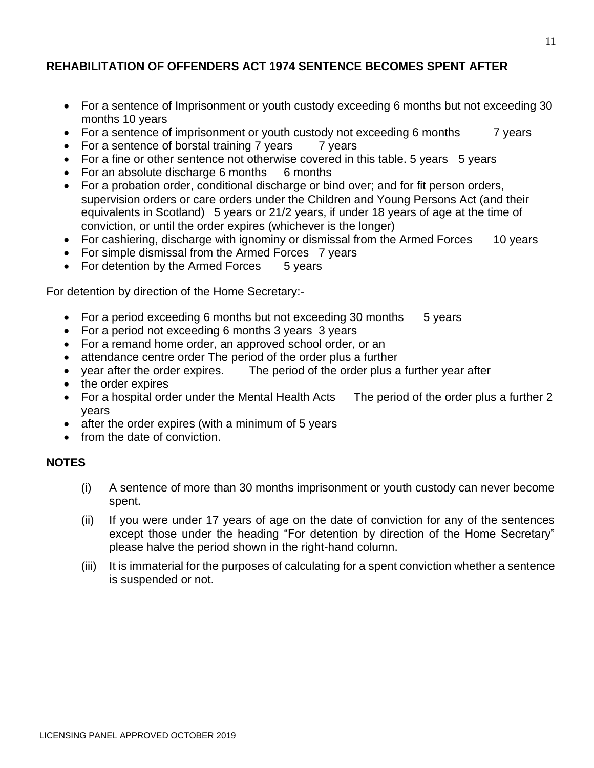**REHABILITATION OF OFFENDERS ACT 1974 SENTENCE BECOMES SPENT AFTER**

- For a sentence of Imprisonment or youth custody exceeding 6 months but not exceeding 30 months 10 years
- For a sentence of imprisonment or youth custody not exceeding 6 months 7 years
- For a sentence of borstal training 7 years 7 years
- For a fine or other sentence not otherwise covered in this table. 5 years 5 years
- For an absolute discharge 6 months 6 months
- For a probation order, conditional discharge or bind over; and for fit person orders, supervision orders or care orders under the Children and Young Persons Act (and their equivalents in Scotland) 5 years or 21/2 years, if under 18 years of age at the time of conviction, or until the order expires (whichever is the longer)
- For cashiering, discharge with ignominy or dismissal from the Armed Forces 10 years
- For simple dismissal from the Armed Forces 7 years
- For detention by the Armed Forces 5 years

For detention by direction of the Home Secretary:-

- For a period exceeding 6 months but not exceeding 30 months 5 years
- For a period not exceeding 6 months 3 years 3 years
- For a remand home order, an approved school order, or an
- attendance centre order The period of the order plus a further
- year after the order expires. The period of the order plus a further year after
- the order expires
- For a hospital order under the Mental Health Acts The period of the order plus a further 2 years
- after the order expires (with a minimum of 5 years
- from the date of conviction.

**NOTES**

(i) A sentence of more than 30 months imprisonment or youth custody can never become spent.

(ii) If you were under 17 years of age on the date of conviction for any of the sentences except those under the heading "For detention by direction of the Home Secretary" please halve the period shown in the right-hand column.

(iii) It is immaterial for the purposes of calculating for a spent conviction whether a sentence is suspended or not.